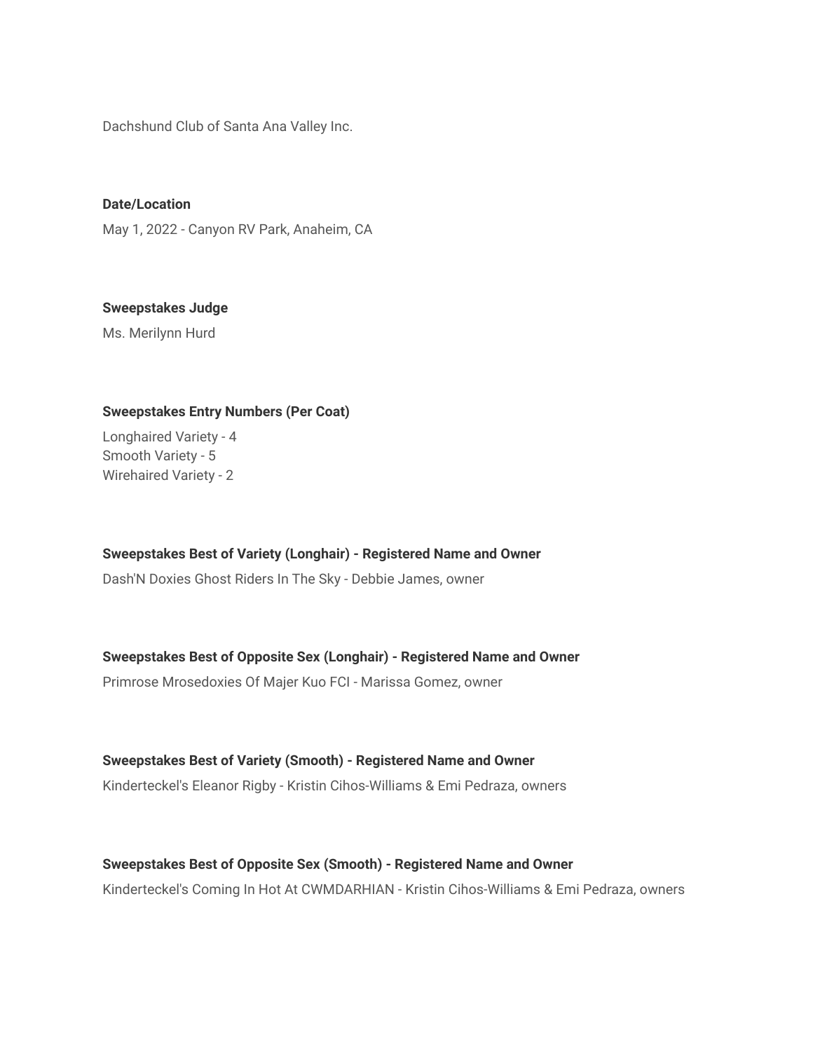Dachshund Club of Santa Ana Valley Inc.

**Date/Location**

May 1, 2022 - Canyon RV Park, Anaheim, CA

**Sweepstakes Judge**

Ms. Merilynn Hurd

**Sweepstakes Entry Numbers (Per Coat)**

Longhaired Variety - 4
Smooth Variety - 5
Wirehaired Variety - 2

**Sweepstakes Best of Variety (Longhair) - Registered Name and Owner**

Dash'N Doxies Ghost Riders In The Sky - Debbie James, owner

**Sweepstakes Best of Opposite Sex (Longhair) - Registered Name and Owner**

Primrose Mrosedoxies Of Majer Kuo FCI - Marissa Gomez, owner

**Sweepstakes Best of Variety (Smooth) - Registered Name and Owner**

Kinderteckel's Eleanor Rigby - Kristin Cihos-Williams & Emi Pedraza, owners

**Sweepstakes Best of Opposite Sex (Smooth) - Registered Name and Owner**

Kinderteckel's Coming In Hot At CWMDARHIAN - Kristin Cihos-Williams & Emi Pedraza, owners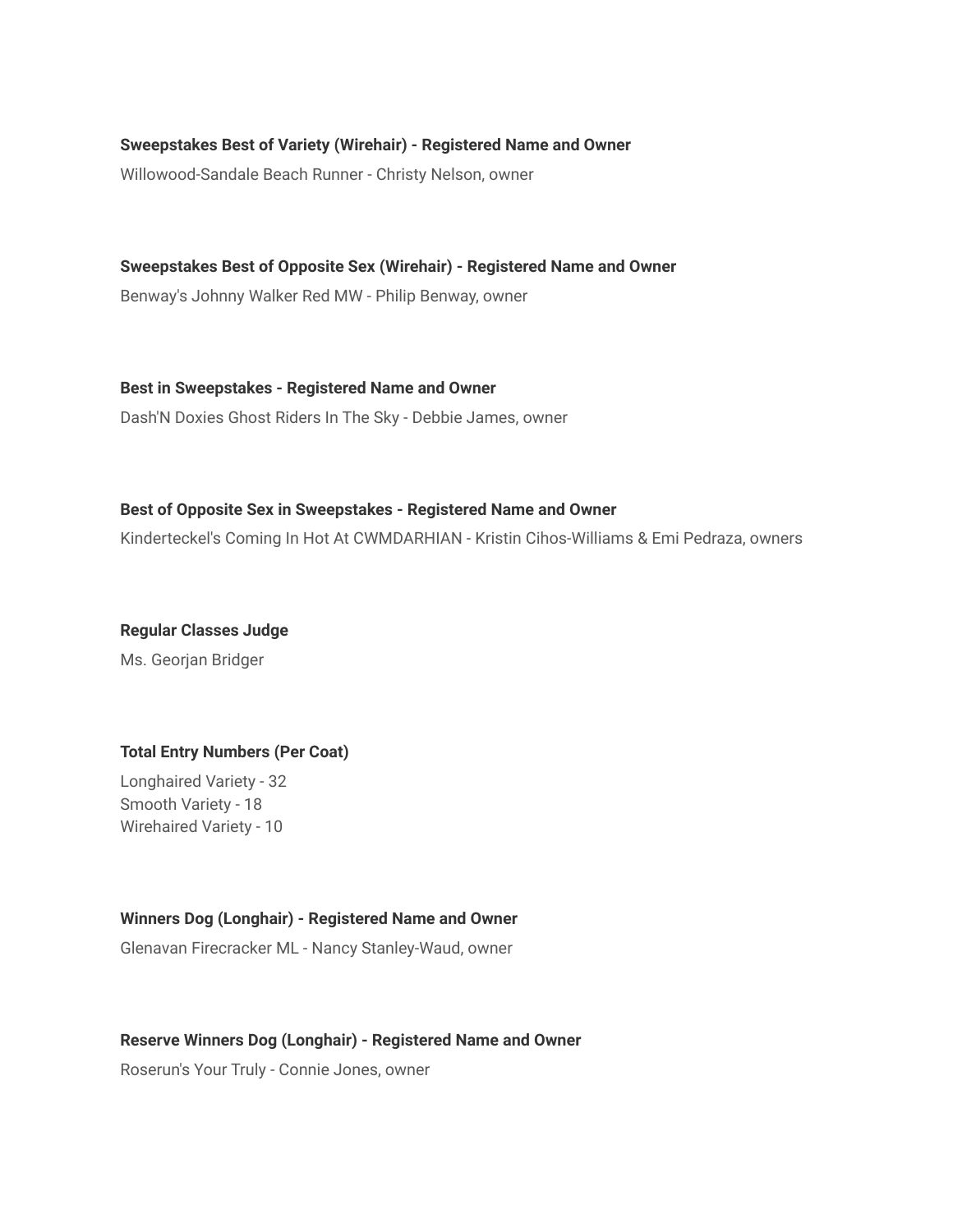**Sweepstakes Best of Variety (Wirehair) - Registered Name and Owner**

Willowood-Sandale Beach Runner - Christy Nelson, owner

**Sweepstakes Best of Opposite Sex (Wirehair) - Registered Name and Owner**

Benway's Johnny Walker Red MW - Philip Benway, owner

**Best in Sweepstakes - Registered Name and Owner**

Dash'N Doxies Ghost Riders In The Sky - Debbie James, owner

**Best of Opposite Sex in Sweepstakes - Registered Name and Owner**

Kinderteckel's Coming In Hot At CWMDARHIAN - Kristin Cihos-Williams & Emi Pedraza, owners

**Regular Classes Judge**

Ms. Georjan Bridger

**Total Entry Numbers (Per Coat)**

Longhaired Variety - 32
Smooth Variety - 18
Wirehaired Variety - 10

**Winners Dog (Longhair) - Registered Name and Owner**

Glenavan Firecracker ML - Nancy Stanley-Waud, owner

**Reserve Winners Dog (Longhair) - Registered Name and Owner**

Roserun's Your Truly - Connie Jones, owner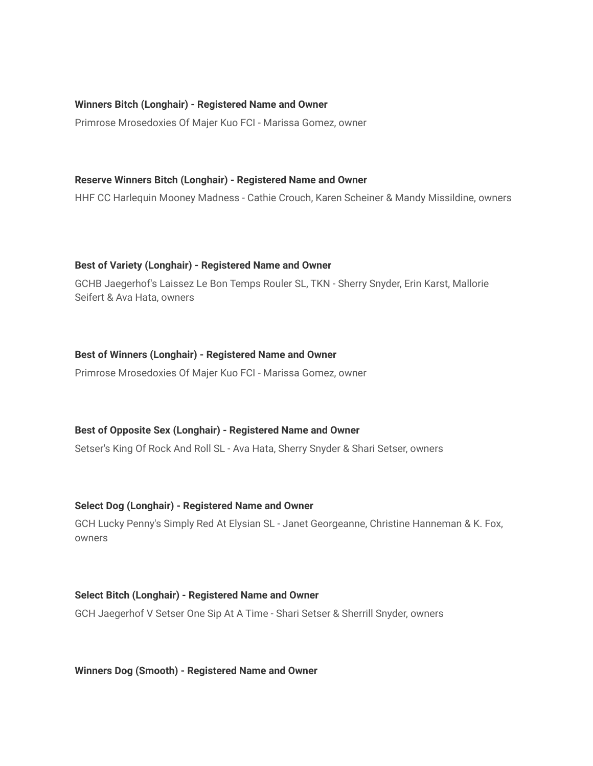**Winners Bitch (Longhair) - Registered Name and Owner**

Primrose Mrosedoxies Of Majer Kuo FCI - Marissa Gomez, owner

**Reserve Winners Bitch (Longhair) - Registered Name and Owner**

HHF CC Harlequin Mooney Madness - Cathie Crouch, Karen Scheiner & Mandy Missildine, owners

**Best of Variety (Longhair) - Registered Name and Owner**

GCHB Jaegerhof's Laissez Le Bon Temps Rouler SL, TKN - Sherry Snyder, Erin Karst, Mallorie Seifert & Ava Hata, owners

**Best of Winners (Longhair) - Registered Name and Owner**

Primrose Mrosedoxies Of Majer Kuo FCI - Marissa Gomez, owner

**Best of Opposite Sex (Longhair) - Registered Name and Owner**

Setser's King Of Rock And Roll SL - Ava Hata, Sherry Snyder & Shari Setser, owners

**Select Dog (Longhair) - Registered Name and Owner**

GCH Lucky Penny's Simply Red At Elysian SL - Janet Georgeanne, Christine Hanneman & K. Fox, owners

**Select Bitch (Longhair) - Registered Name and Owner**

GCH Jaegerhof V Setser One Sip At A Time - Shari Setser & Sherrill Snyder, owners

**Winners Dog (Smooth) - Registered Name and Owner**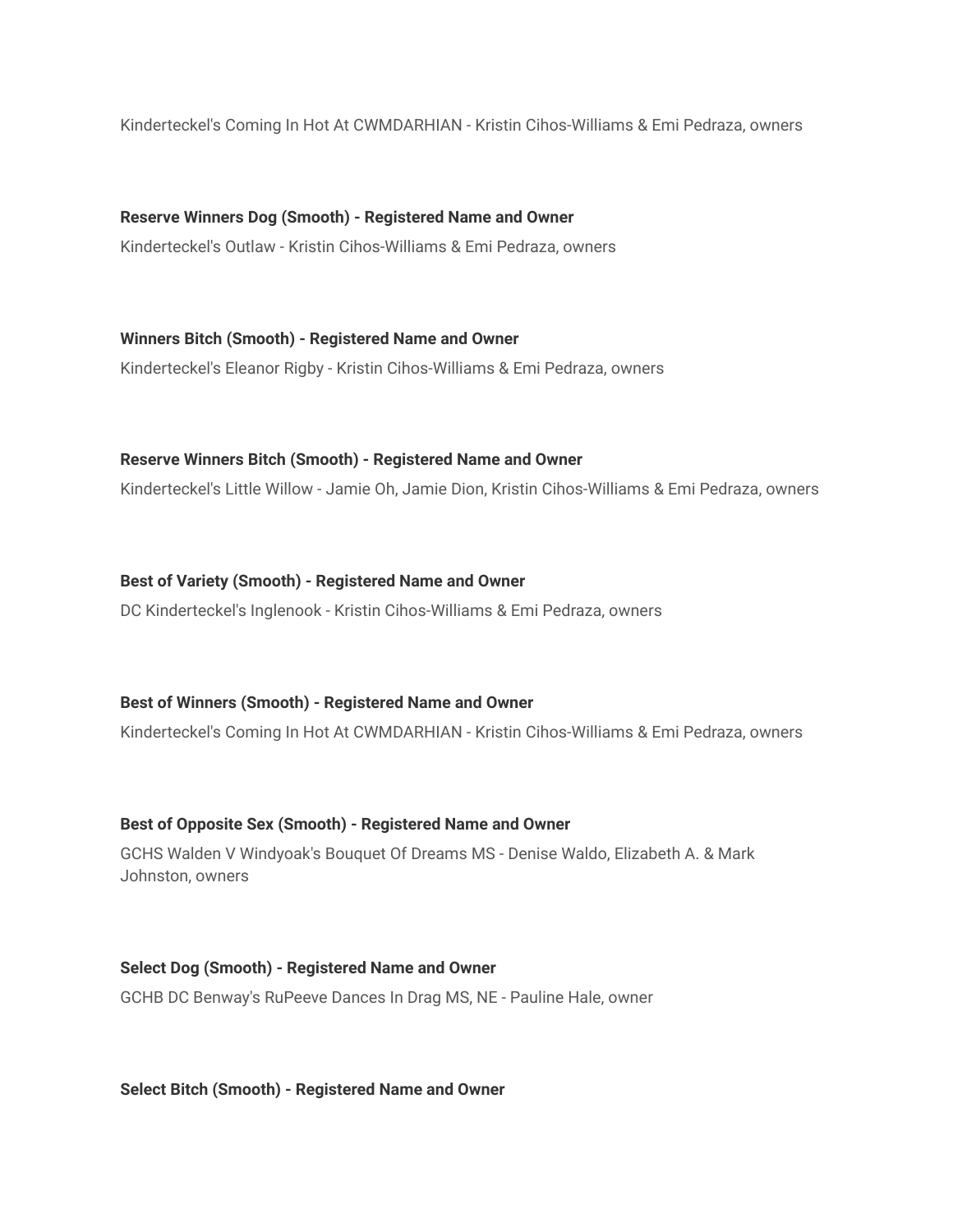Kinderteckel's Coming In Hot At CWMDARHIAN - Kristin Cihos-Williams & Emi Pedraza, owners

**Reserve Winners Dog (Smooth) - Registered Name and Owner**

Kinderteckel's Outlaw - Kristin Cihos-Williams & Emi Pedraza, owners

**Winners Bitch (Smooth) - Registered Name and Owner**

Kinderteckel's Eleanor Rigby - Kristin Cihos-Williams & Emi Pedraza, owners

**Reserve Winners Bitch (Smooth) - Registered Name and Owner**

Kinderteckel's Little Willow - Jamie Oh, Jamie Dion, Kristin Cihos-Williams & Emi Pedraza, owners

**Best of Variety (Smooth) - Registered Name and Owner**

DC Kinderteckel's Inglenook - Kristin Cihos-Williams & Emi Pedraza, owners

**Best of Winners (Smooth) - Registered Name and Owner**

Kinderteckel's Coming In Hot At CWMDARHIAN - Kristin Cihos-Williams & Emi Pedraza, owners

**Best of Opposite Sex (Smooth) - Registered Name and Owner**

GCHS Walden V Windyoak's Bouquet Of Dreams MS - Denise Waldo, Elizabeth A. & Mark Johnston, owners

**Select Dog (Smooth) - Registered Name and Owner**

GCHB DC Benway's RuPeeve Dances In Drag MS, NE - Pauline Hale, owner

**Select Bitch (Smooth) - Registered Name and Owner**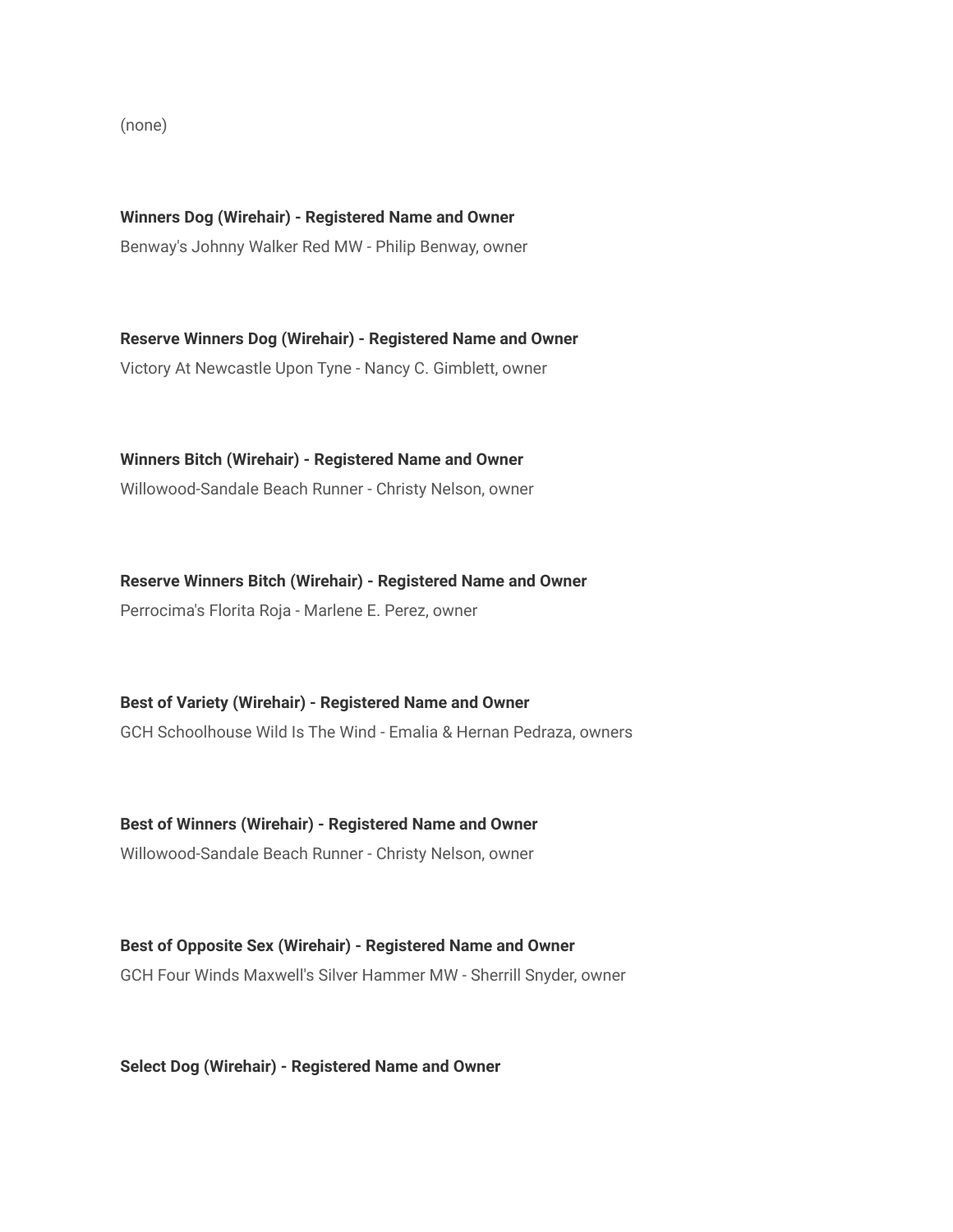(none)

**Winners Dog (Wirehair) - Registered Name and Owner**

Benway's Johnny Walker Red MW - Philip Benway, owner

**Reserve Winners Dog (Wirehair) - Registered Name and Owner**

Victory At Newcastle Upon Tyne - Nancy C. Gimblett, owner

**Winners Bitch (Wirehair) - Registered Name and Owner**

Willowood-Sandale Beach Runner - Christy Nelson, owner

**Reserve Winners Bitch (Wirehair) - Registered Name and Owner**

Perrocima's Florita Roja - Marlene E. Perez, owner

**Best of Variety (Wirehair) - Registered Name and Owner**

GCH Schoolhouse Wild Is The Wind - Emalia & Hernan Pedraza, owners

**Best of Winners (Wirehair) - Registered Name and Owner**

Willowood-Sandale Beach Runner - Christy Nelson, owner

**Best of Opposite Sex (Wirehair) - Registered Name and Owner**

GCH Four Winds Maxwell's Silver Hammer MW - Sherrill Snyder, owner

**Select Dog (Wirehair) - Registered Name and Owner**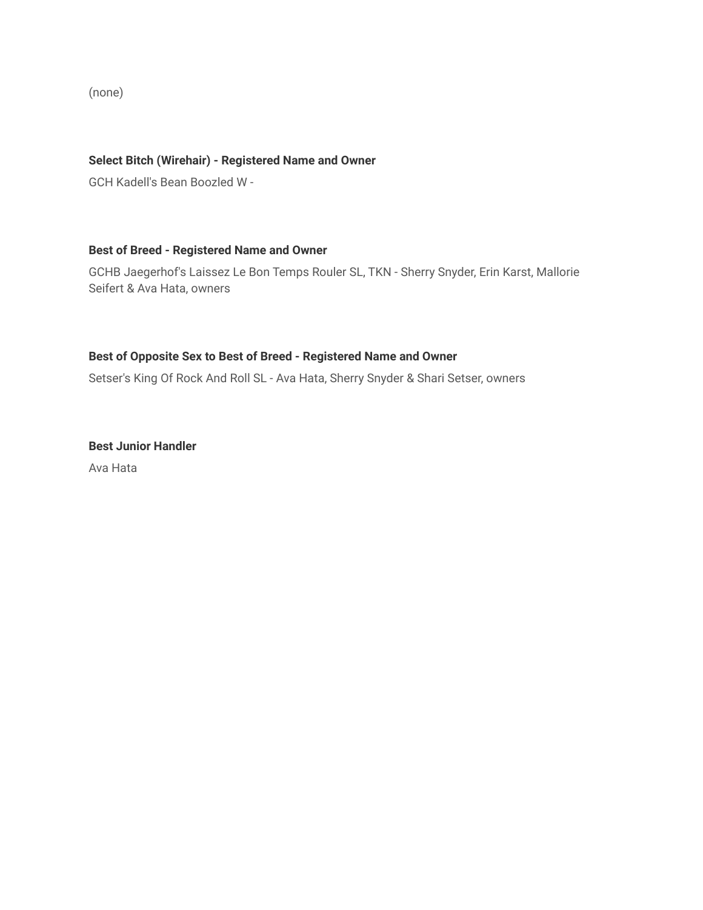(none)

**Select Bitch (Wirehair) - Registered Name and Owner**

GCH Kadell's Bean Boozled W -

**Best of Breed - Registered Name and Owner**

GCHB Jaegerhof's Laissez Le Bon Temps Rouler SL, TKN - Sherry Snyder, Erin Karst, Mallorie Seifert & Ava Hata, owners

**Best of Opposite Sex to Best of Breed - Registered Name and Owner**

Setser's King Of Rock And Roll SL - Ava Hata, Sherry Snyder & Shari Setser, owners

**Best Junior Handler**

Ava Hata